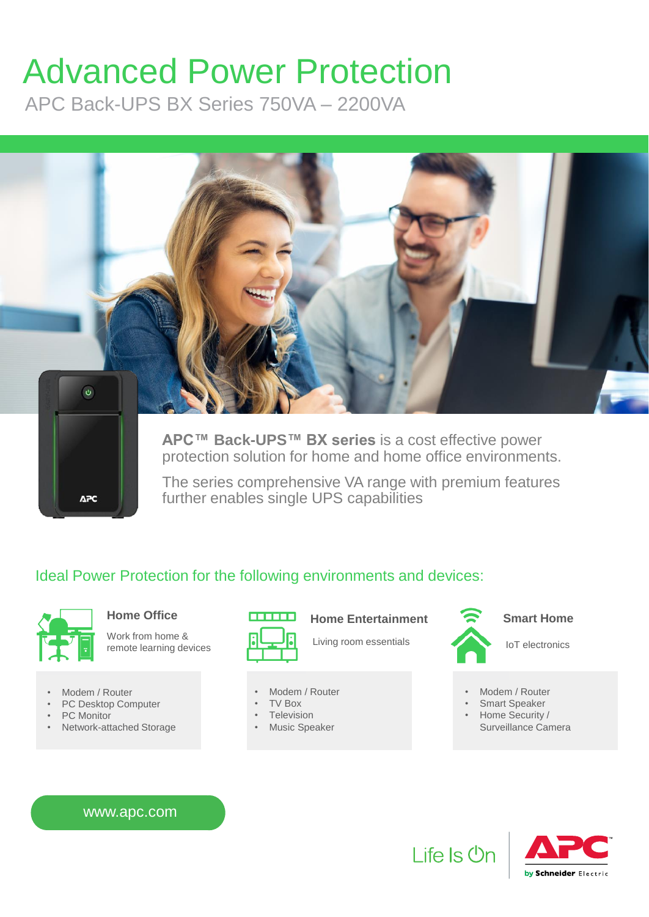# Advanced Power Protection

APC Back-UPS BX Series 750VA – 2200VA

**APC™ Back-UPS™ BX series** is a cost effective power protection solution for home and home office environments.

The series comprehensive VA range with premium features further enables single UPS capabilities

## Ideal Power Protection for the following environments and devices:

### Home Office

Work from home & remote learning devices

- Modem / Router
- PC Desktop Computer
- PC Monitor
- Network-attached Storage

### Home Entertainment

Living room essentials

- Modem / Router
- TV Box
- Television
- Music Speaker

### Smart Home

IoT electronics

- Modem / Router
- Smart Speaker
- Home Security / Surveillance Camera

www.apc.com

Life Is On

APC by Schneider Electric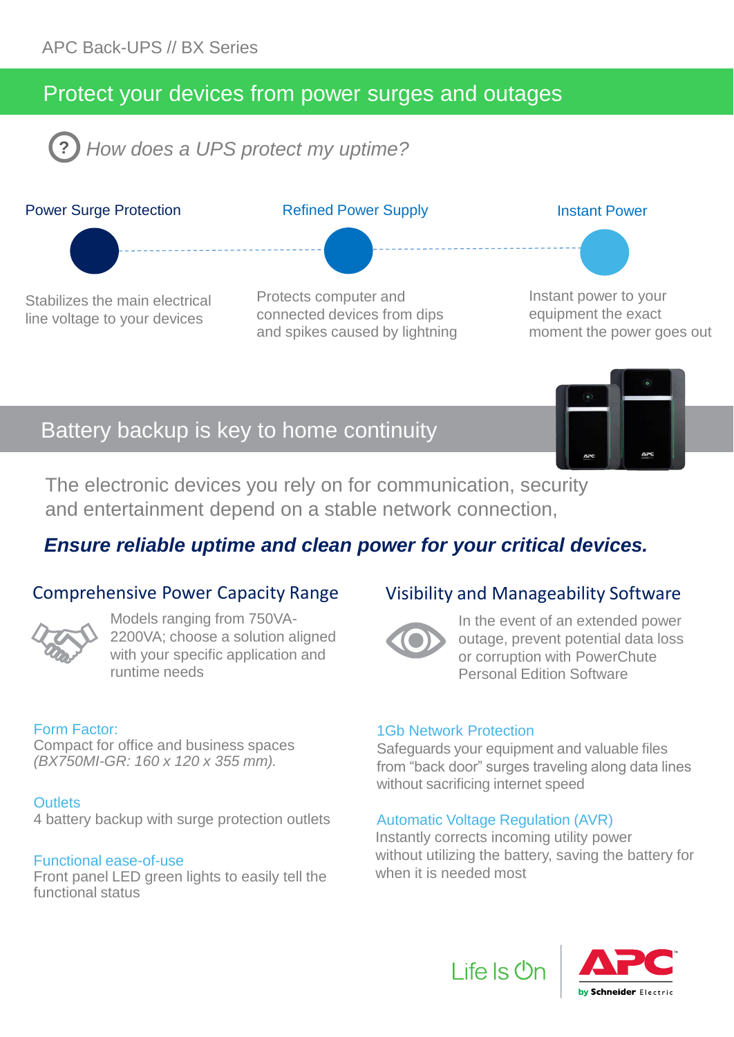APC Back-UPS // BX Series

## Protect your devices from power surges and outages

### *How does a UPS protect my uptime?*

**Power Surge Protection**

Stabilizes the main electrical line voltage to your devices

**Refined Power Supply**

Protects computer and connected devices from dips and spikes caused by lightning

**Instant Power**

Instant power to your equipment the exact moment the power goes out

## Battery backup is key to home continuity

The electronic devices you rely on for communication, security and entertainment depend on a stable network connection,

***Ensure reliable uptime and clean power for your critical devices.***

### Comprehensive Power Capacity Range

Models ranging from 750VA-2200VA; choose a solution aligned with your specific application and runtime needs

### Visibility and Manageability Software

In the event of an extended power outage, prevent potential data loss or corruption with PowerChute Personal Edition Software

**Form Factor:**
Compact for office and business spaces *(BX750MI-GR: 160 x 120 x 355 mm).*

**Outlets**
4 battery backup with surge protection outlets

**Functional ease-of-use**
Front panel LED green lights to easily tell the functional status

**1Gb Network Protection**
Safeguards your equipment and valuable files from “back door” surges traveling along data lines without sacrificing internet speed

**Automatic Voltage Regulation (AVR)**
Instantly corrects incoming utility power without utilizing the battery, saving the battery for when it is needed most

Life Is On | APC by Schneider Electric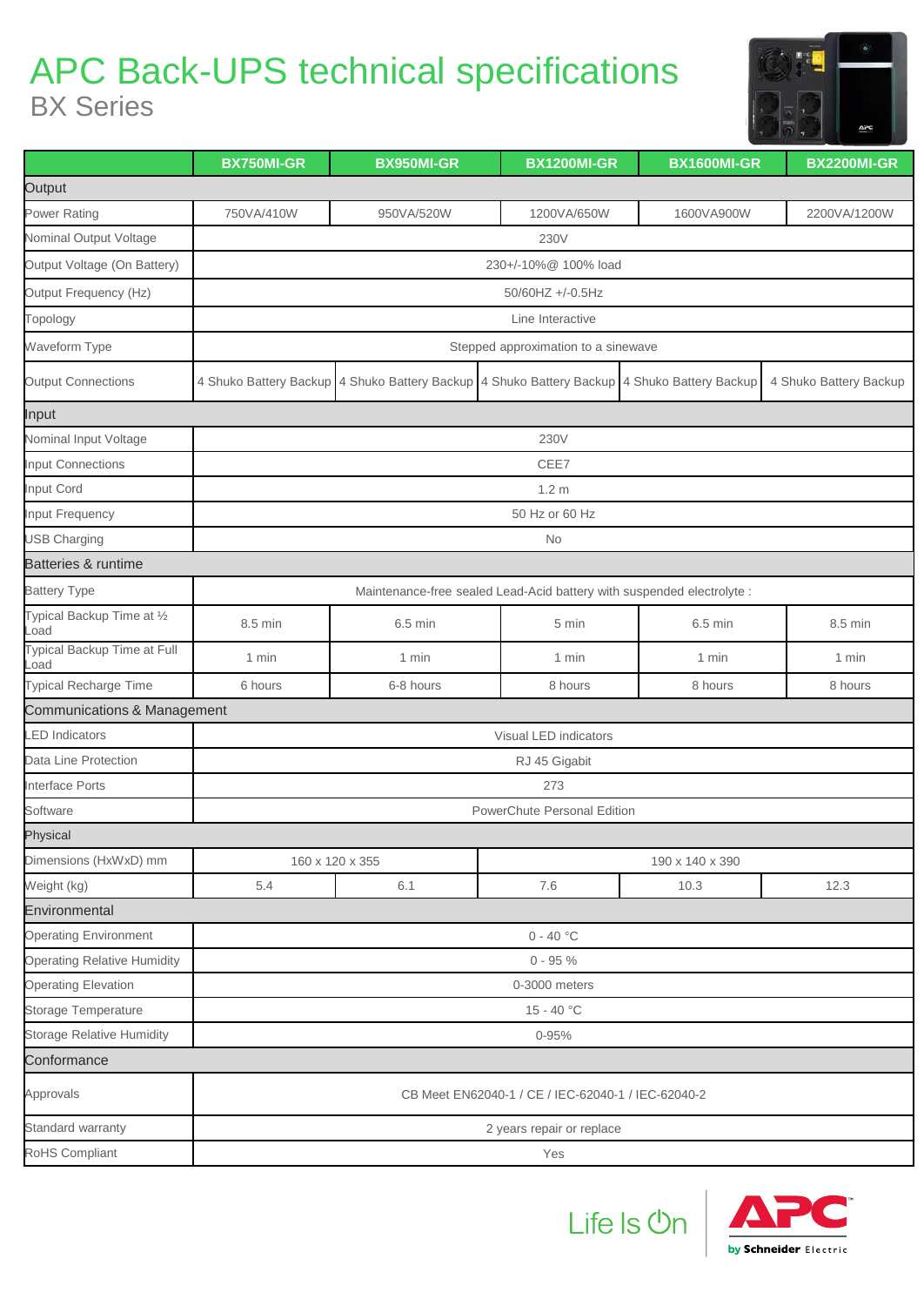# APC Back-UPS technical specifications

## BX Series

| | BX750MI-GR | BX950MI-GR | BX1200MI-GR | BX1600MI-GR | BX2200MI-GR |
|---|---|---|---|---|---|
| **Output** | | | | | |
| Power Rating | 750VA/410W | 950VA/520W | 1200VA/650W | 1600VA900W | 2200VA/1200W |
| Nominal Output Voltage | 230V | | | | |
| Output Voltage (On Battery) | 230+/-10%@ 100% load | | | | |
| Output Frequency (Hz) | 50/60HZ +/-0.5Hz | | | | |
| Topology | Line Interactive | | | | |
| Waveform Type | Stepped approximation to a sinewave | | | | |
| Output Connections | 4 Shuko Battery Backup | 4 Shuko Battery Backup | 4 Shuko Battery Backup | 4 Shuko Battery Backup | 4 Shuko Battery Backup |
| **Input** | | | | | |
| Nominal Input Voltage | 230V | | | | |
| Input Connections | CEE7 | | | | |
| Input Cord | 1.2 m | | | | |
| Input Frequency | 50 Hz or 60 Hz | | | | |
| USB Charging | No | | | | |
| **Batteries & runtime** | | | | | |
| Battery Type | Maintenance-free sealed Lead-Acid battery with suspended electrolyte : | | | | |
| Typical Backup Time at ½ Load | 8.5 min | 6.5 min | 5 min | 6.5 min | 8.5 min |
| Typical Backup Time at Full Load | 1 min | 1 min | 1 min | 1 min | 1 min |
| Typical Recharge Time | 6 hours | 6-8 hours | 8 hours | 8 hours | 8 hours |
| **Communications & Management** | | | | | |
| LED Indicators | Visual LED indicators | | | | |
| Data Line Protection | RJ 45 Gigabit | | | | |
| Interface Ports | 273 | | | | |
| Software | PowerChute Personal Edition | | | | |
| **Physical** | | | | | |
| Dimensions (HxWxD) mm | 160 x 120 x 355 | | 190 x 140 x 390 | | |
| Weight (kg) | 5.4 | 6.1 | 7.6 | 10.3 | 12.3 |
| **Environmental** | | | | | |
| Operating Environment | 0 - 40 °C | | | | |
| Operating Relative Humidity | 0 - 95 % | | | | |
| Operating Elevation | 0-3000 meters | | | | |
| Storage Temperature | 15 - 40 °C | | | | |
| Storage Relative Humidity | 0-95% | | | | |
| **Conformance** | | | | | |
| Approvals | CB Meet EN62040-1 / CE / IEC-62040-1 / IEC-62040-2 | | | | |
| Standard warranty | 2 years repair or replace | | | | |
| RoHS Compliant | Yes | | | | |

Life Is On

APC by Schneider Electric